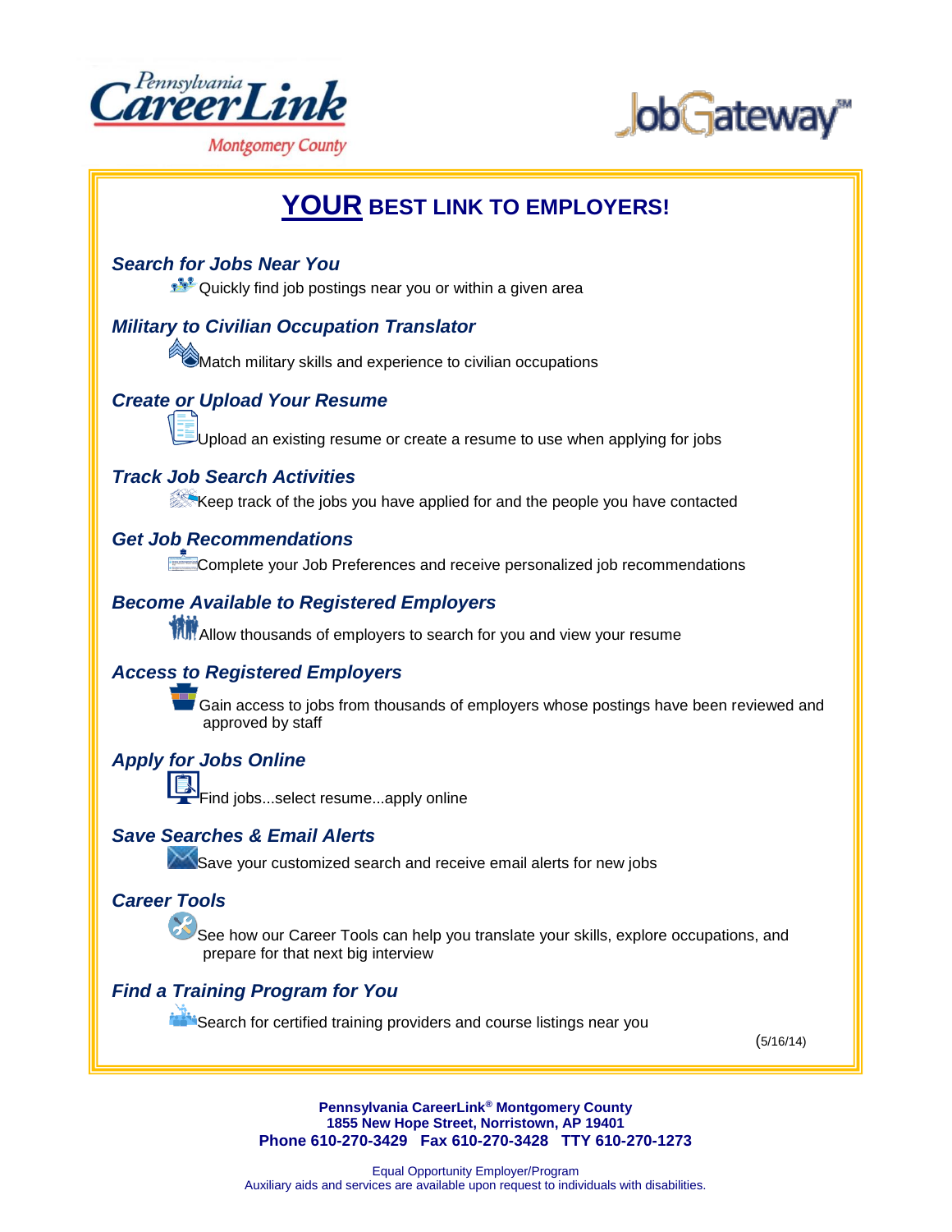Pennsylvania CareerLink

Montgomery County

JobGateway℠

# **YOUR** BEST LINK TO EMPLOYERS!

### *Search for Jobs Near You*

Quickly find job postings near you or within a given area

### *Military to Civilian Occupation Translator*

Match military skills and experience to civilian occupations

### *Create or Upload Your Resume*

Upload an existing resume or create a resume to use when applying for jobs

### *Track Job Search Activities*

Keep track of the jobs you have applied for and the people you have contacted

### *Get Job Recommendations*

Complete your Job Preferences and receive personalized job recommendations

### *Become Available to Registered Employers*

Allow thousands of employers to search for you and view your resume

### *Access to Registered Employers*

Gain access to jobs from thousands of employers whose postings have been reviewed and approved by staff

### *Apply for Jobs Online*

Find jobs...select resume...apply online

### *Save Searches & Email Alerts*

Save your customized search and receive email alerts for new jobs

### *Career Tools*

See how our Career Tools can help you translate your skills, explore occupations, and prepare for that next big interview

### *Find a Training Program for You*

Search for certified training providers and course listings near you

(5/16/14)

**Pennsylvania CareerLink® Montgomery County**
**1855 New Hope Street, Norristown, AP 19401**
**Phone 610-270-3429 Fax 610-270-3428 TTY 610-270-1273**

Equal Opportunity Employer/Program
Auxiliary aids and services are available upon request to individuals with disabilities.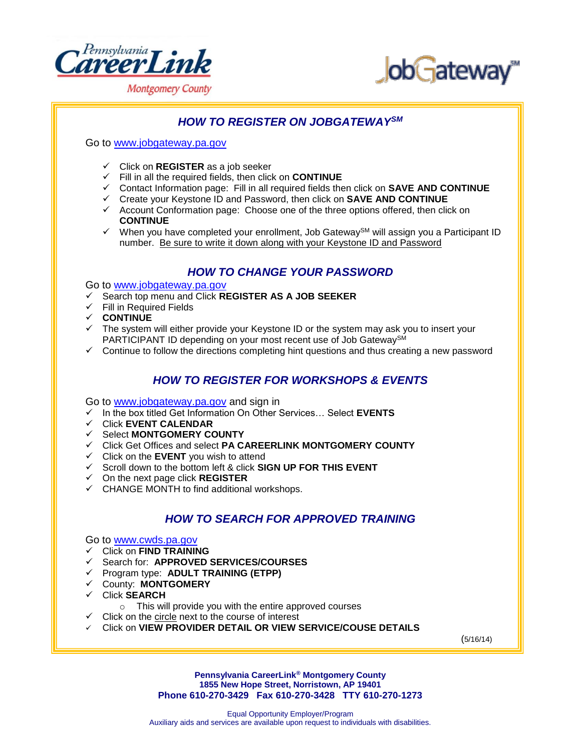Pennsylvania CareerLink Montgomery County

JobGateway℠

## *HOW TO REGISTER ON JOBGATEWAY℠*

Go to www.jobgateway.pa.gov

- ✓ Click on **REGISTER** as a job seeker
- ✓ Fill in all the required fields, then click on **CONTINUE**
- ✓ Contact Information page: Fill in all required fields then click on **SAVE AND CONTINUE**
- ✓ Create your Keystone ID and Password, then click on **SAVE AND CONTINUE**
- ✓ Account Conformation page: Choose one of the three options offered, then click on **CONTINUE**
- ✓ When you have completed your enrollment, Job Gateway℠ will assign you a Participant ID number. Be sure to write it down along with your Keystone ID and Password

## *HOW TO CHANGE YOUR PASSWORD*

Go to www.jobgateway.pa.gov

- ✓ Search top menu and Click **REGISTER AS A JOB SEEKER**
- ✓ Fill in Required Fields
- ✓ **CONTINUE**
- ✓ The system will either provide your Keystone ID or the system may ask you to insert your PARTICIPANT ID depending on your most recent use of Job Gateway℠
- ✓ Continue to follow the directions completing hint questions and thus creating a new password

## *HOW TO REGISTER FOR WORKSHOPS & EVENTS*

Go to www.jobgateway.pa.gov and sign in

- ✓ In the box titled Get Information On Other Services… Select **EVENTS**
- ✓ Click **EVENT CALENDAR**
- ✓ Select **MONTGOMERY COUNTY**
- ✓ Click Get Offices and select **PA CAREERLINK MONTGOMERY COUNTY**
- ✓ Click on the **EVENT** you wish to attend
- ✓ Scroll down to the bottom left & click **SIGN UP FOR THIS EVENT**
- ✓ On the next page click **REGISTER**
- ✓ CHANGE MONTH to find additional workshops.

## *HOW TO SEARCH FOR APPROVED TRAINING*

Go to www.cwds.pa.gov

- ✓ Click on **FIND TRAINING**
- ✓ Search for: **APPROVED SERVICES/COURSES**
- ✓ Program type: **ADULT TRAINING (ETPP)**
- ✓ County: **MONTGOMERY**
- ✓ Click **SEARCH**
  - This will provide you with the entire approved courses
- ✓ Click on the circle next to the course of interest
- ✓ Click on **VIEW PROVIDER DETAIL OR VIEW SERVICE/COUSE DETAILS**

(5/16/14)

**Pennsylvania CareerLink® Montgomery County**
**1855 New Hope Street, Norristown, AP 19401**
**Phone 610-270-3429 Fax 610-270-3428 TTY 610-270-1273**

Equal Opportunity Employer/Program
Auxiliary aids and services are available upon request to individuals with disabilities.